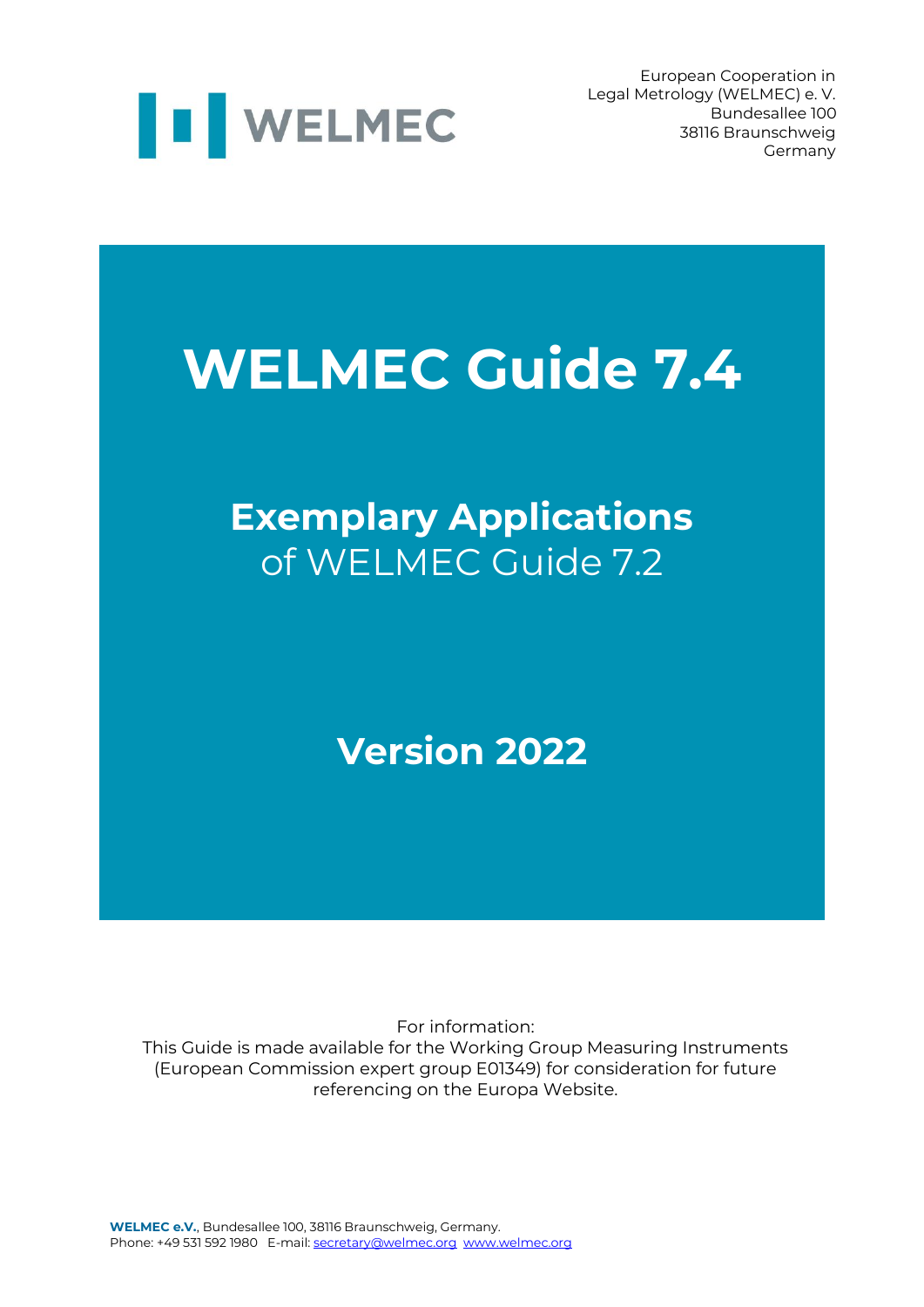WELMEC

European Cooperation in
Legal Metrology (WELMEC) e. V.
Bundesallee 100
38116 Braunschweig
Germany

# WELMEC Guide 7.4

## **Exemplary Applications** of WELMEC Guide 7.2

## Version 2022

For information:
This Guide is made available for the Working Group Measuring Instruments (European Commission expert group E01349) for consideration for future referencing on the Europa Website.

**WELMEC e.V.**, Bundesallee 100, 38116 Braunschweig, Germany.
Phone: +49 531 592 1980 E-mail: secretary@welmec.org www.welmec.org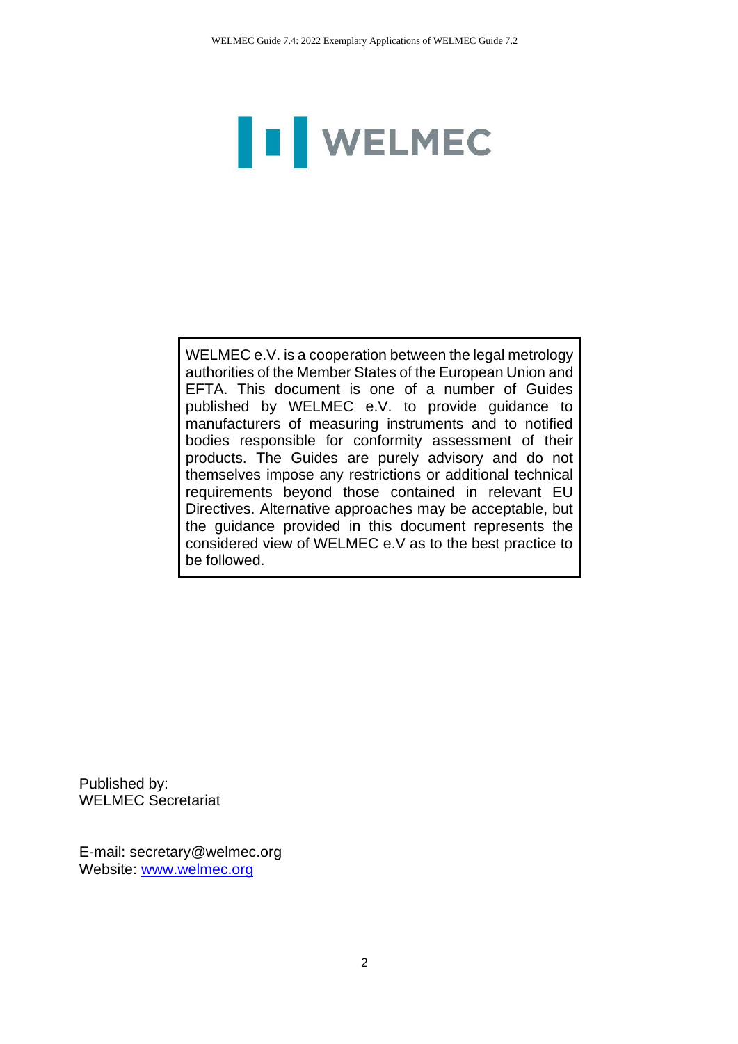WELMEC

WELMEC e.V. is a cooperation between the legal metrology authorities of the Member States of the European Union and EFTA. This document is one of a number of Guides published by WELMEC e.V. to provide guidance to manufacturers of measuring instruments and to notified bodies responsible for conformity assessment of their products. The Guides are purely advisory and do not themselves impose any restrictions or additional technical requirements beyond those contained in relevant EU Directives. Alternative approaches may be acceptable, but the guidance provided in this document represents the considered view of WELMEC e.V as to the best practice to be followed.

Published by:
WELMEC Secretariat

E-mail: secretary@welmec.org
Website: [www.welmec.org](http://www.welmec.org)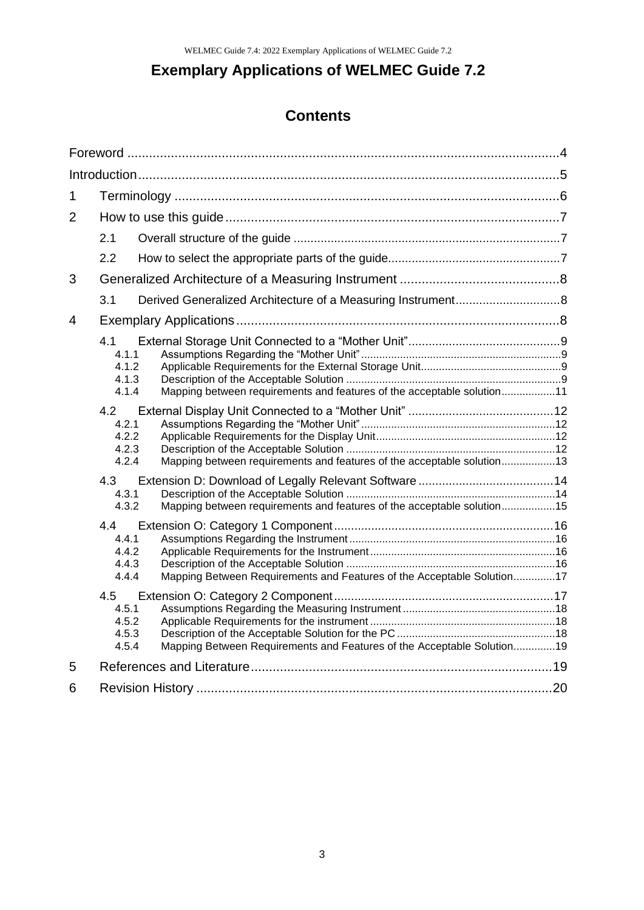# Exemplary Applications of WELMEC Guide 7.2

## Contents

Foreword ....................................................................................................................4

Introduction..................................................................................................................5

1 Terminology .........................................................................................................6

2 How to use this guide............................................................................................7

 2.1 Overall structure of the guide ...............................................................................7

 2.2 How to select the appropriate parts of the guide..................................................7

3 Generalized Architecture of a Measuring Instrument ............................................8

 3.1 Derived Generalized Architecture of a Measuring Instrument..............................8

4 Exemplary Applications.........................................................................................8

 4.1 External Storage Unit Connected to a “Mother Unit”............................................9

  4.1.1 Assumptions Regarding the “Mother Unit”.........................................................9

  4.1.2 Applicable Requirements for the External Storage Unit.....................................9

  4.1.3 Description of the Acceptable Solution ...............................................................9

  4.1.4 Mapping between requirements and features of the acceptable solution..........11

 4.2 External Display Unit Connected to a “Mother Unit” ..........................................12

  4.2.1 Assumptions Regarding the “Mother Unit”.......................................................12

  4.2.2 Applicable Requirements for the Display Unit..................................................12

  4.2.3 Description of the Acceptable Solution .............................................................12

  4.2.4 Mapping between requirements and features of the acceptable solution..........13

 4.3 Extension D: Download of Legally Relevant Software .......................................14

  4.3.1 Description of the Acceptable Solution .............................................................14

  4.3.2 Mapping between requirements and features of the acceptable solution..........15

 4.4 Extension O: Category 1 Component................................................................16

  4.4.1 Assumptions Regarding the Instrument............................................................16

  4.4.2 Applicable Requirements for the Instrument.....................................................16

  4.4.3 Description of the Acceptable Solution .............................................................16

  4.4.4 Mapping Between Requirements and Features of the Acceptable Solution......17

 4.5 Extension O: Category 2 Component................................................................17

  4.5.1 Assumptions Regarding the Measuring Instrument..........................................18

  4.5.2 Applicable Requirements for the instrument .....................................................18

  4.5.3 Description of the Acceptable Solution for the PC ............................................18

  4.5.4 Mapping Between Requirements and Features of the Acceptable Solution......19

5 References and Literature...................................................................................19

6 Revision History .................................................................................................20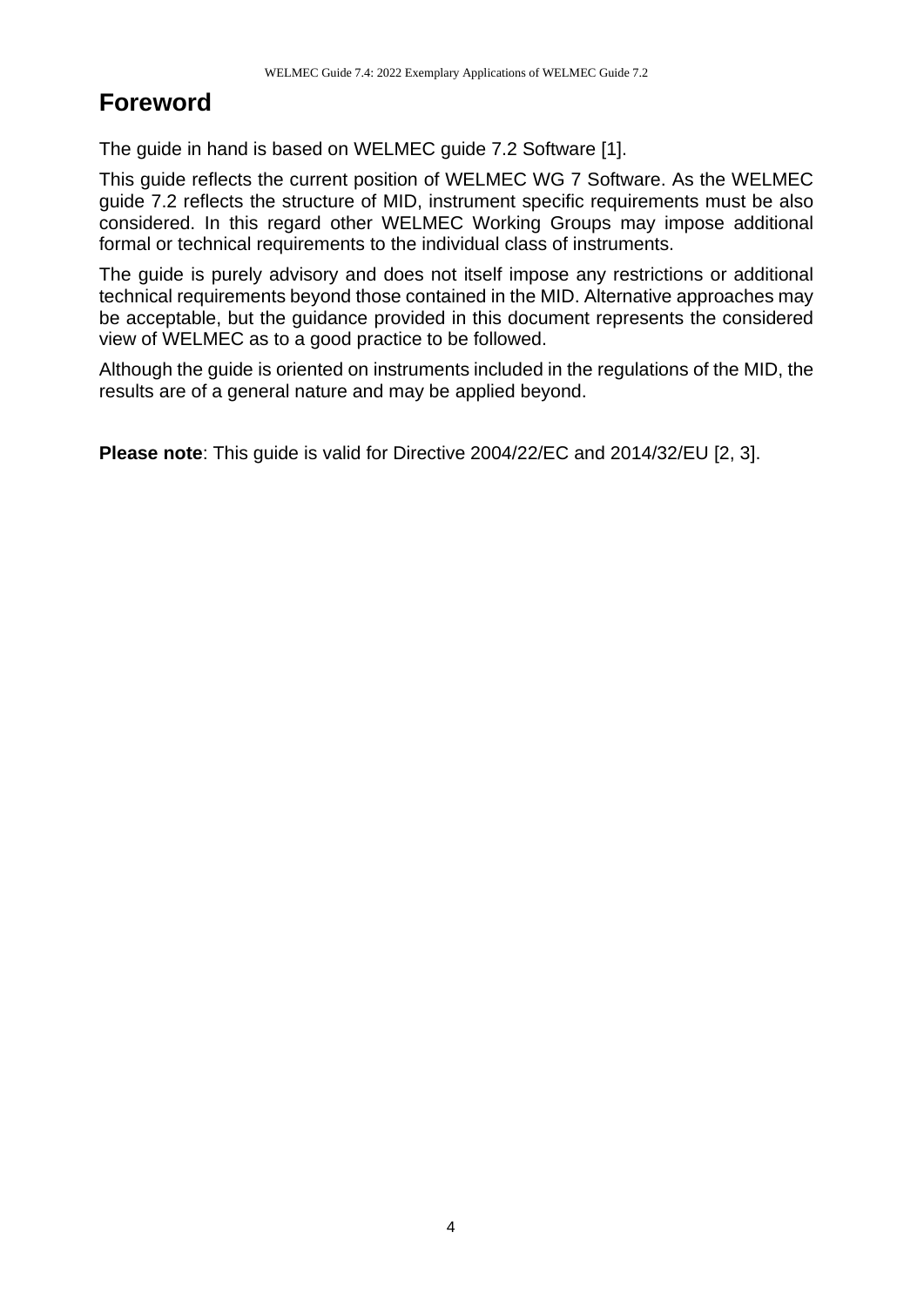# Foreword

The guide in hand is based on WELMEC guide 7.2 Software [1].

This guide reflects the current position of WELMEC WG 7 Software. As the WELMEC guide 7.2 reflects the structure of MID, instrument specific requirements must be also considered. In this regard other WELMEC Working Groups may impose additional formal or technical requirements to the individual class of instruments.

The guide is purely advisory and does not itself impose any restrictions or additional technical requirements beyond those contained in the MID. Alternative approaches may be acceptable, but the guidance provided in this document represents the considered view of WELMEC as to a good practice to be followed.

Although the guide is oriented on instruments included in the regulations of the MID, the results are of a general nature and may be applied beyond.

**Please note**: This guide is valid for Directive 2004/22/EC and 2014/32/EU [2, 3].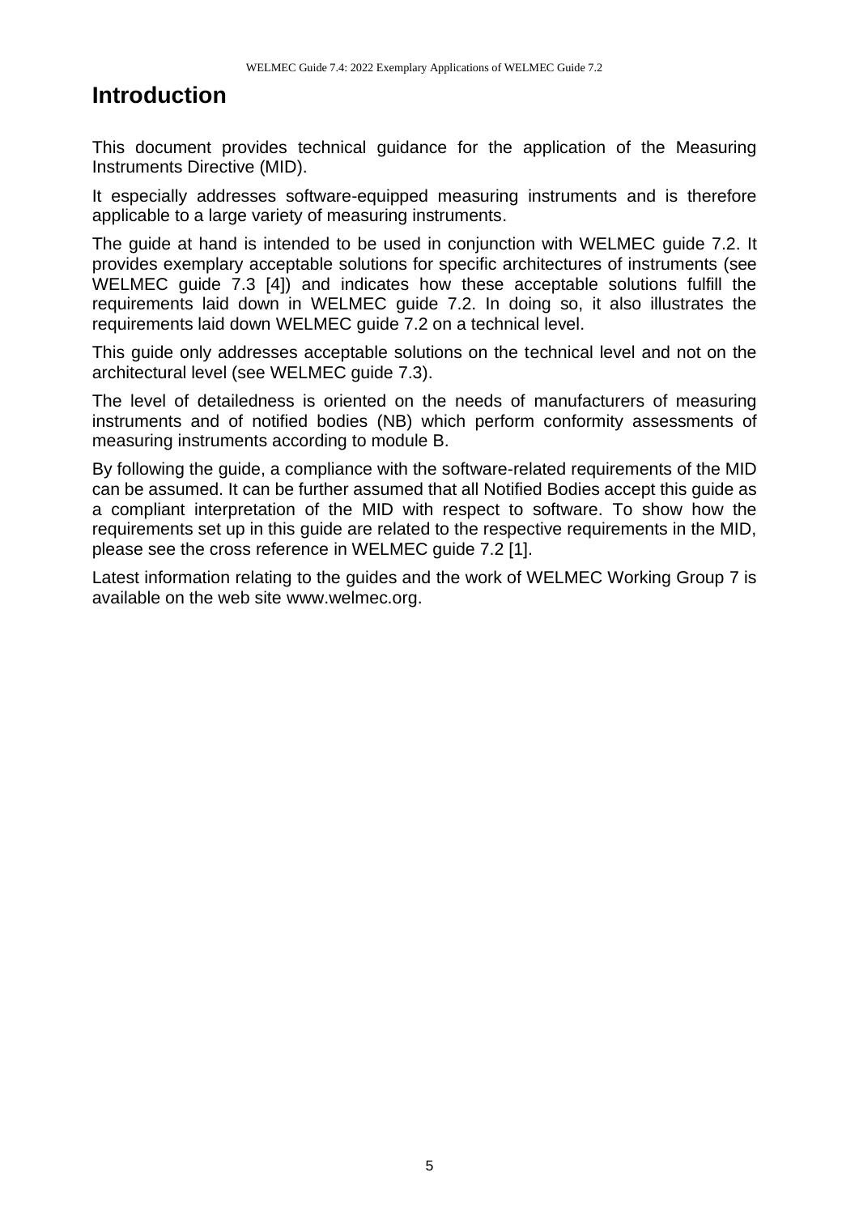# Introduction

This document provides technical guidance for the application of the Measuring Instruments Directive (MID).

It especially addresses software-equipped measuring instruments and is therefore applicable to a large variety of measuring instruments.

The guide at hand is intended to be used in conjunction with WELMEC guide 7.2. It provides exemplary acceptable solutions for specific architectures of instruments (see WELMEC guide 7.3 [4]) and indicates how these acceptable solutions fulfill the requirements laid down in WELMEC guide 7.2. In doing so, it also illustrates the requirements laid down WELMEC guide 7.2 on a technical level.

This guide only addresses acceptable solutions on the technical level and not on the architectural level (see WELMEC guide 7.3).

The level of detailedness is oriented on the needs of manufacturers of measuring instruments and of notified bodies (NB) which perform conformity assessments of measuring instruments according to module B.

By following the guide, a compliance with the software-related requirements of the MID can be assumed. It can be further assumed that all Notified Bodies accept this guide as a compliant interpretation of the MID with respect to software. To show how the requirements set up in this guide are related to the respective requirements in the MID, please see the cross reference in WELMEC guide 7.2 [1].

Latest information relating to the guides and the work of WELMEC Working Group 7 is available on the web site www.welmec.org.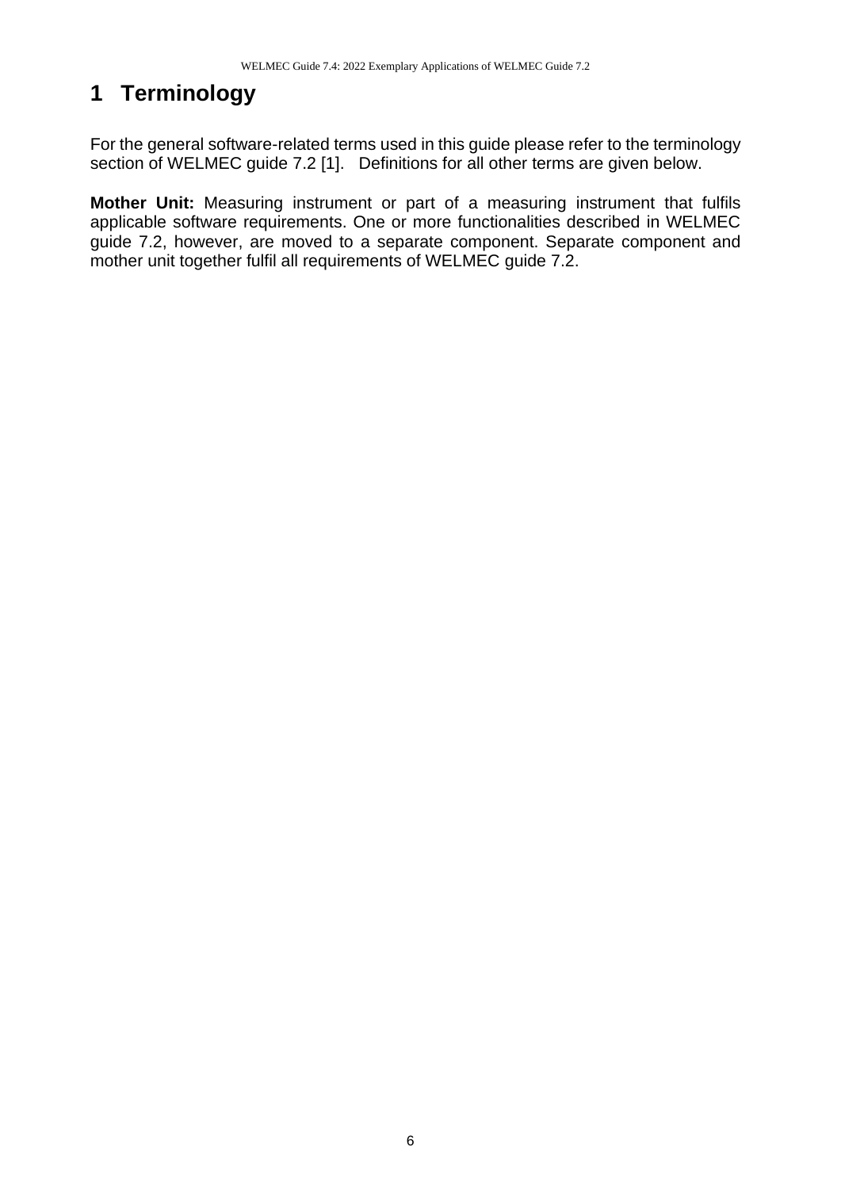# 1 Terminology

For the general software-related terms used in this guide please refer to the terminology section of WELMEC guide 7.2 [1]. Definitions for all other terms are given below.

**Mother Unit:** Measuring instrument or part of a measuring instrument that fulfils applicable software requirements. One or more functionalities described in WELMEC guide 7.2, however, are moved to a separate component. Separate component and mother unit together fulfil all requirements of WELMEC guide 7.2.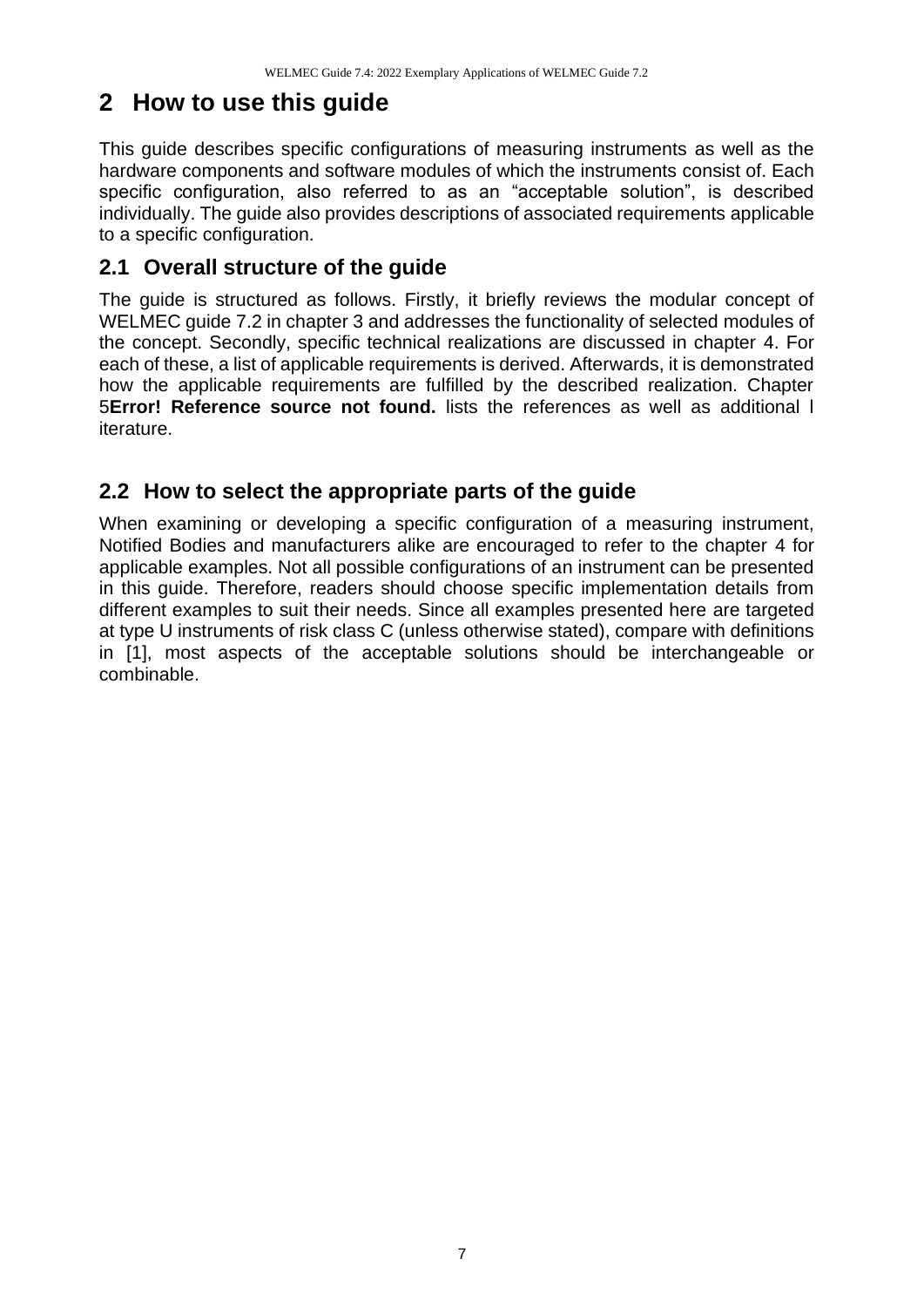# 2 How to use this guide

This guide describes specific configurations of measuring instruments as well as the hardware components and software modules of which the instruments consist of. Each specific configuration, also referred to as an "acceptable solution", is described individually. The guide also provides descriptions of associated requirements applicable to a specific configuration.

## 2.1 Overall structure of the guide

The guide is structured as follows. Firstly, it briefly reviews the modular concept of WELMEC guide 7.2 in chapter 3 and addresses the functionality of selected modules of the concept. Secondly, specific technical realizations are discussed in chapter 4. For each of these, a list of applicable requirements is derived. Afterwards, it is demonstrated how the applicable requirements are fulfilled by the described realization. Chapter 5**Error! Reference source not found.** lists the references as well as additional l iterature.

## 2.2 How to select the appropriate parts of the guide

When examining or developing a specific configuration of a measuring instrument, Notified Bodies and manufacturers alike are encouraged to refer to the chapter 4 for applicable examples. Not all possible configurations of an instrument can be presented in this guide. Therefore, readers should choose specific implementation details from different examples to suit their needs. Since all examples presented here are targeted at type U instruments of risk class C (unless otherwise stated), compare with definitions in [1], most aspects of the acceptable solutions should be interchangeable or combinable.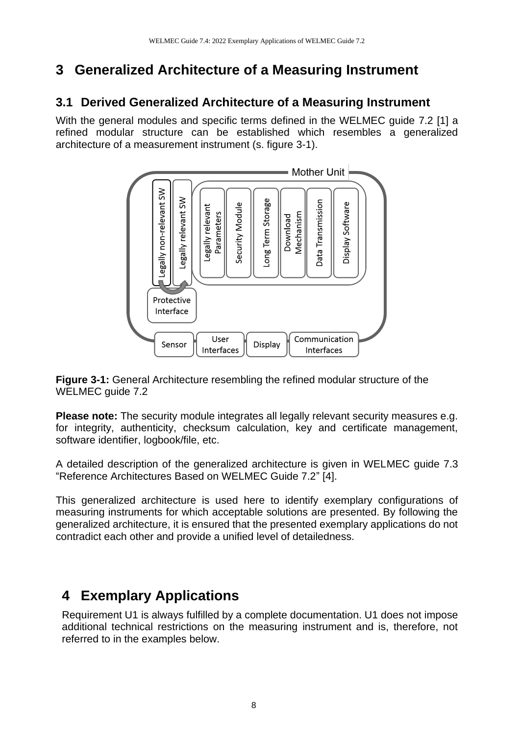# 3 Generalized Architecture of a Measuring Instrument

## 3.1 Derived Generalized Architecture of a Measuring Instrument

With the general modules and specific terms defined in the WELMEC guide 7.2 [1] a refined modular structure can be established which resembles a generalized architecture of a measurement instrument (s. figure 3-1).

**Figure 3-1:** General Architecture resembling the refined modular structure of the WELMEC guide 7.2

**Please note:** The security module integrates all legally relevant security measures e.g. for integrity, authenticity, checksum calculation, key and certificate management, software identifier, logbook/file, etc.

A detailed description of the generalized architecture is given in WELMEC guide 7.3 “Reference Architectures Based on WELMEC Guide 7.2” [4].

This generalized architecture is used here to identify exemplary configurations of measuring instruments for which acceptable solutions are presented. By following the generalized architecture, it is ensured that the presented exemplary applications do not contradict each other and provide a unified level of detailedness.

# 4 Exemplary Applications

Requirement U1 is always fulfilled by a complete documentation. U1 does not impose additional technical restrictions on the measuring instrument and is, therefore, not referred to in the examples below.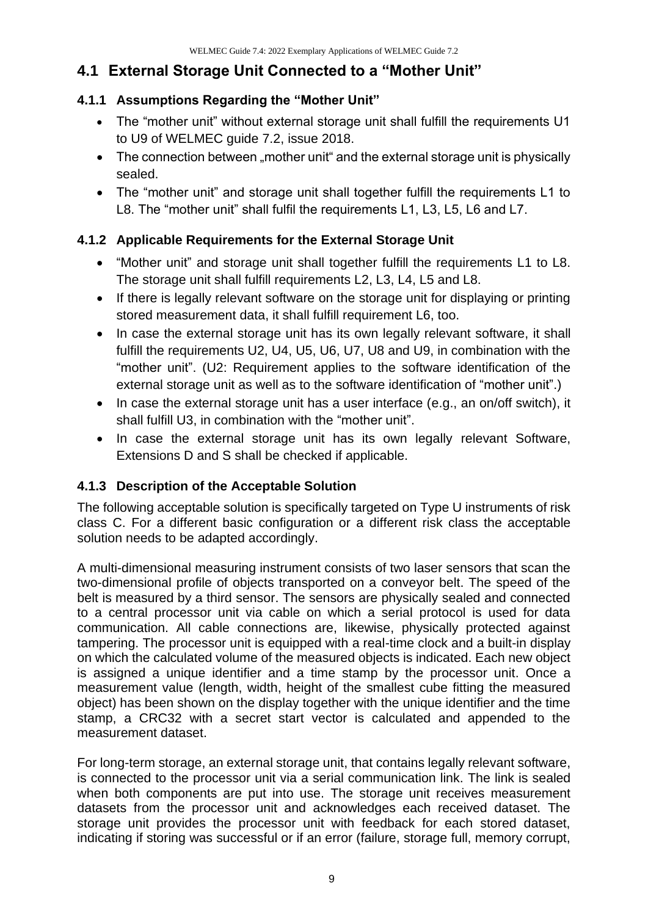## 4.1 External Storage Unit Connected to a "Mother Unit"

### 4.1.1 Assumptions Regarding the "Mother Unit"

- The "mother unit" without external storage unit shall fulfill the requirements U1 to U9 of WELMEC guide 7.2, issue 2018.
- The connection between „mother unit" and the external storage unit is physically sealed.
- The "mother unit" and storage unit shall together fulfill the requirements L1 to L8. The "mother unit" shall fulfil the requirements L1, L3, L5, L6 and L7.

### 4.1.2 Applicable Requirements for the External Storage Unit

- "Mother unit" and storage unit shall together fulfill the requirements L1 to L8. The storage unit shall fulfill requirements L2, L3, L4, L5 and L8.
- If there is legally relevant software on the storage unit for displaying or printing stored measurement data, it shall fulfill requirement L6, too.
- In case the external storage unit has its own legally relevant software, it shall fulfill the requirements U2, U4, U5, U6, U7, U8 and U9, in combination with the "mother unit". (U2: Requirement applies to the software identification of the external storage unit as well as to the software identification of "mother unit".)
- In case the external storage unit has a user interface (e.g., an on/off switch), it shall fulfill U3, in combination with the "mother unit".
- In case the external storage unit has its own legally relevant Software, Extensions D and S shall be checked if applicable.

### 4.1.3 Description of the Acceptable Solution

The following acceptable solution is specifically targeted on Type U instruments of risk class C. For a different basic configuration or a different risk class the acceptable solution needs to be adapted accordingly.

A multi-dimensional measuring instrument consists of two laser sensors that scan the two-dimensional profile of objects transported on a conveyor belt. The speed of the belt is measured by a third sensor. The sensors are physically sealed and connected to a central processor unit via cable on which a serial protocol is used for data communication. All cable connections are, likewise, physically protected against tampering. The processor unit is equipped with a real-time clock and a built-in display on which the calculated volume of the measured objects is indicated. Each new object is assigned a unique identifier and a time stamp by the processor unit. Once a measurement value (length, width, height of the smallest cube fitting the measured object) has been shown on the display together with the unique identifier and the time stamp, a CRC32 with a secret start vector is calculated and appended to the measurement dataset.

For long-term storage, an external storage unit, that contains legally relevant software, is connected to the processor unit via a serial communication link. The link is sealed when both components are put into use. The storage unit receives measurement datasets from the processor unit and acknowledges each received dataset. The storage unit provides the processor unit with feedback for each stored dataset, indicating if storing was successful or if an error (failure, storage full, memory corrupt,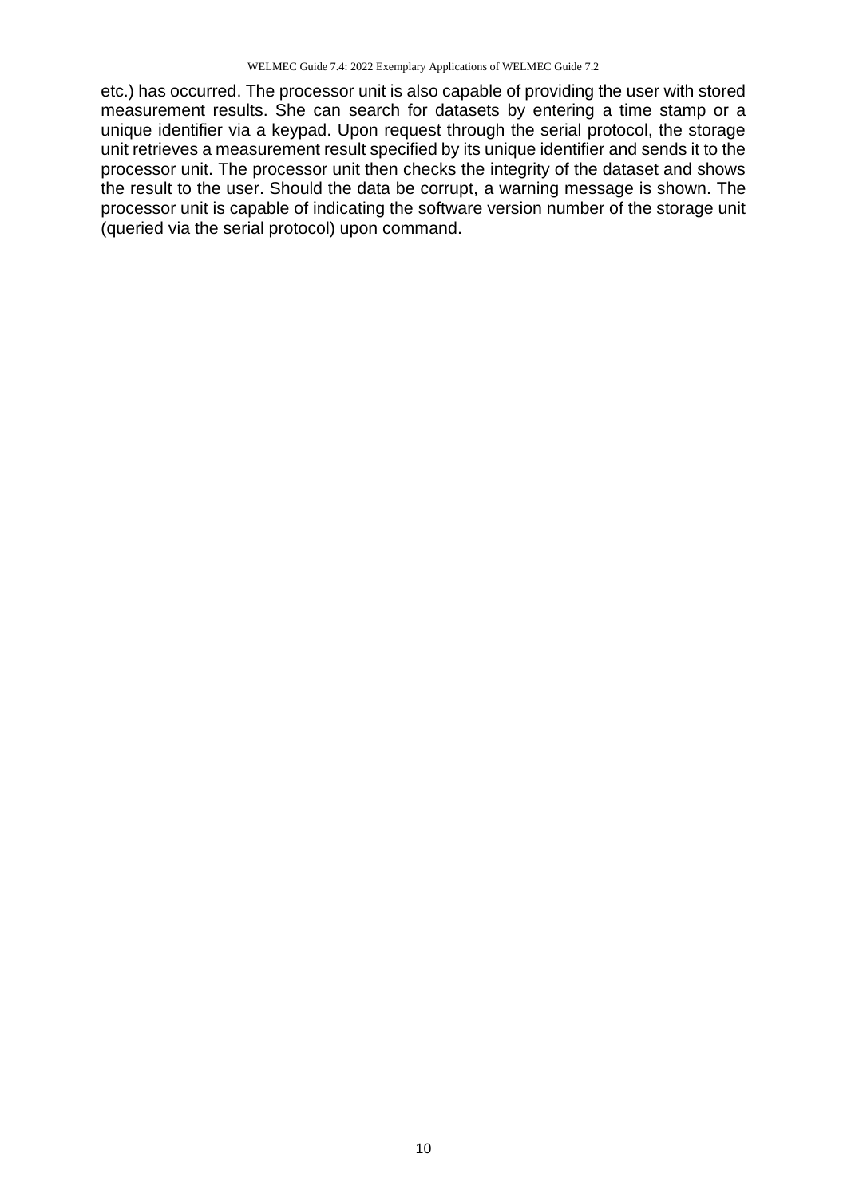etc.) has occurred. The processor unit is also capable of providing the user with stored measurement results. She can search for datasets by entering a time stamp or a unique identifier via a keypad. Upon request through the serial protocol, the storage unit retrieves a measurement result specified by its unique identifier and sends it to the processor unit. The processor unit then checks the integrity of the dataset and shows the result to the user. Should the data be corrupt, a warning message is shown. The processor unit is capable of indicating the software version number of the storage unit (queried via the serial protocol) upon command.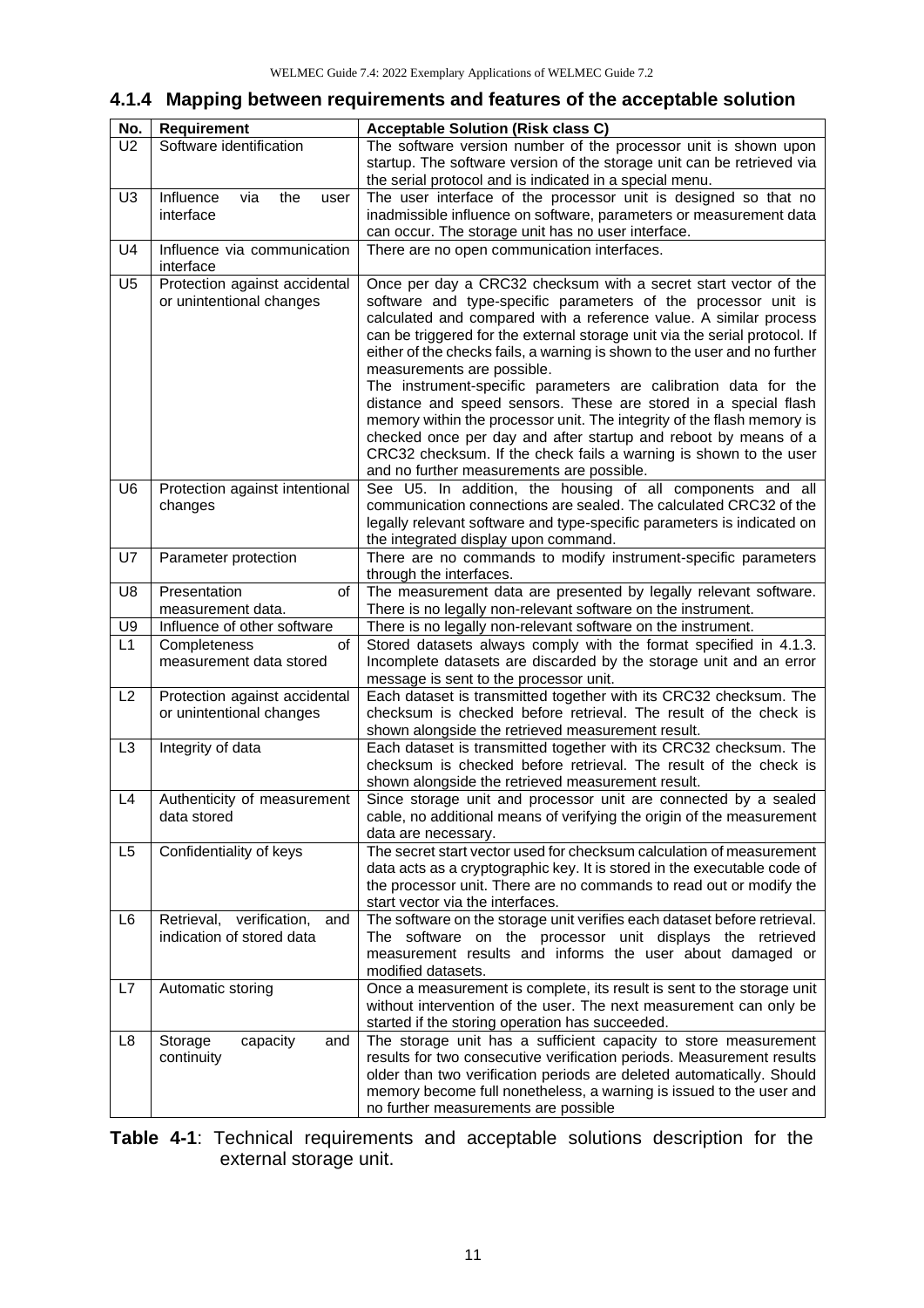### 4.1.4 Mapping between requirements and features of the acceptable solution

| No. | Requirement | Acceptable Solution (Risk class C) |
|---|---|---|
| U2 | Software identification | The software version number of the processor unit is shown upon startup. The software version of the storage unit can be retrieved via the serial protocol and is indicated in a special menu. |
| U3 | Influence via the user interface | The user interface of the processor unit is designed so that no inadmissible influence on software, parameters or measurement data can occur. The storage unit has no user interface. |
| U4 | Influence via communication interface | There are no open communication interfaces. |
| U5 | Protection against accidental or unintentional changes | Once per day a CRC32 checksum with a secret start vector of the software and type-specific parameters of the processor unit is calculated and compared with a reference value. A similar process can be triggered for the external storage unit via the serial protocol. If either of the checks fails, a warning is shown to the user and no further measurements are possible.<br>The instrument-specific parameters are calibration data for the distance and speed sensors. These are stored in a special flash memory within the processor unit. The integrity of the flash memory is checked once per day and after startup and reboot by means of a CRC32 checksum. If the check fails a warning is shown to the user and no further measurements are possible. |
| U6 | Protection against intentional changes | See U5. In addition, the housing of all components and all communication connections are sealed. The calculated CRC32 of the legally relevant software and type-specific parameters is indicated on the integrated display upon command. |
| U7 | Parameter protection | There are no commands to modify instrument-specific parameters through the interfaces. |
| U8 | Presentation of measurement data. | The measurement data are presented by legally relevant software. There is no legally non-relevant software on the instrument. |
| U9 | Influence of other software | There is no legally non-relevant software on the instrument. |
| L1 | Completeness of measurement data stored | Stored datasets always comply with the format specified in 4.1.3. Incomplete datasets are discarded by the storage unit and an error message is sent to the processor unit. |
| L2 | Protection against accidental or unintentional changes | Each dataset is transmitted together with its CRC32 checksum. The checksum is checked before retrieval. The result of the check is shown alongside the retrieved measurement result. |
| L3 | Integrity of data | Each dataset is transmitted together with its CRC32 checksum. The checksum is checked before retrieval. The result of the check is shown alongside the retrieved measurement result. |
| L4 | Authenticity of measurement data stored | Since storage unit and processor unit are connected by a sealed cable, no additional means of verifying the origin of the measurement data are necessary. |
| L5 | Confidentiality of keys | The secret start vector used for checksum calculation of measurement data acts as a cryptographic key. It is stored in the executable code of the processor unit. There are no commands to read out or modify the start vector via the interfaces. |
| L6 | Retrieval, verification, and indication of stored data | The software on the storage unit verifies each dataset before retrieval. The software on the processor unit displays the retrieved measurement results and informs the user about damaged or modified datasets. |
| L7 | Automatic storing | Once a measurement is complete, its result is sent to the storage unit without intervention of the user. The next measurement can only be started if the storing operation has succeeded. |
| L8 | Storage capacity and continuity | The storage unit has a sufficient capacity to store measurement results for two consecutive verification periods. Measurement results older than two verification periods are deleted automatically. Should memory become full nonetheless, a warning is issued to the user and no further measurements are possible |

**Table 4-1**: Technical requirements and acceptable solutions description for the external storage unit.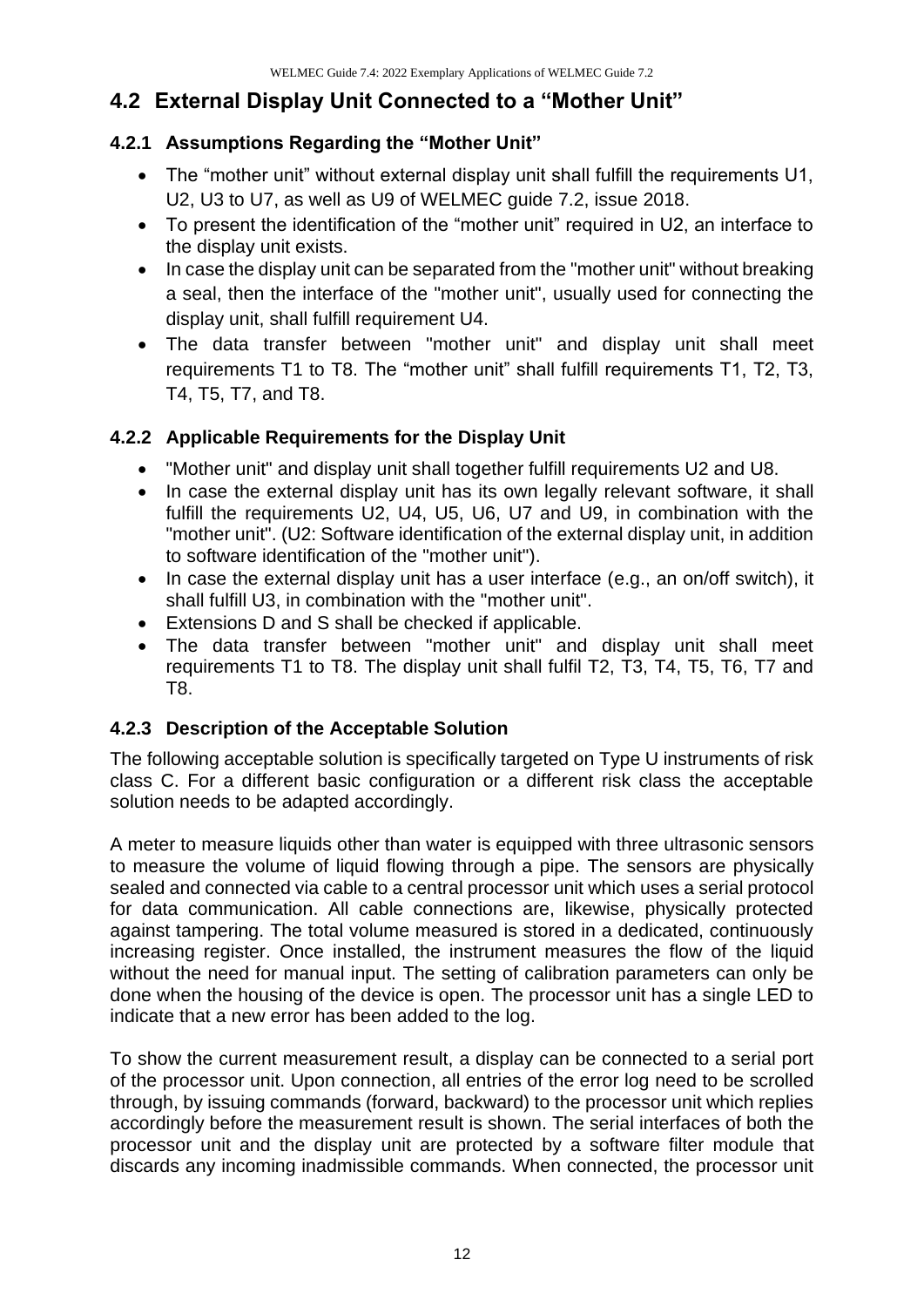## 4.2 External Display Unit Connected to a "Mother Unit"

### 4.2.1 Assumptions Regarding the "Mother Unit"

- The "mother unit" without external display unit shall fulfill the requirements U1, U2, U3 to U7, as well as U9 of WELMEC guide 7.2, issue 2018.
- To present the identification of the "mother unit" required in U2, an interface to the display unit exists.
- In case the display unit can be separated from the "mother unit" without breaking a seal, then the interface of the "mother unit", usually used for connecting the display unit, shall fulfill requirement U4.
- The data transfer between "mother unit" and display unit shall meet requirements T1 to T8. The "mother unit" shall fulfill requirements T1, T2, T3, T4, T5, T7, and T8.

### 4.2.2 Applicable Requirements for the Display Unit

- "Mother unit" and display unit shall together fulfill requirements U2 and U8.
- In case the external display unit has its own legally relevant software, it shall fulfill the requirements U2, U4, U5, U6, U7 and U9, in combination with the "mother unit". (U2: Software identification of the external display unit, in addition to software identification of the "mother unit").
- In case the external display unit has a user interface (e.g., an on/off switch), it shall fulfill U3, in combination with the "mother unit".
- Extensions D and S shall be checked if applicable.
- The data transfer between "mother unit" and display unit shall meet requirements T1 to T8. The display unit shall fulfil T2, T3, T4, T5, T6, T7 and T8.

### 4.2.3 Description of the Acceptable Solution

The following acceptable solution is specifically targeted on Type U instruments of risk class C. For a different basic configuration or a different risk class the acceptable solution needs to be adapted accordingly.

A meter to measure liquids other than water is equipped with three ultrasonic sensors to measure the volume of liquid flowing through a pipe. The sensors are physically sealed and connected via cable to a central processor unit which uses a serial protocol for data communication. All cable connections are, likewise, physically protected against tampering. The total volume measured is stored in a dedicated, continuously increasing register. Once installed, the instrument measures the flow of the liquid without the need for manual input. The setting of calibration parameters can only be done when the housing of the device is open. The processor unit has a single LED to indicate that a new error has been added to the log.

To show the current measurement result, a display can be connected to a serial port of the processor unit. Upon connection, all entries of the error log need to be scrolled through, by issuing commands (forward, backward) to the processor unit which replies accordingly before the measurement result is shown. The serial interfaces of both the processor unit and the display unit are protected by a software filter module that discards any incoming inadmissible commands. When connected, the processor unit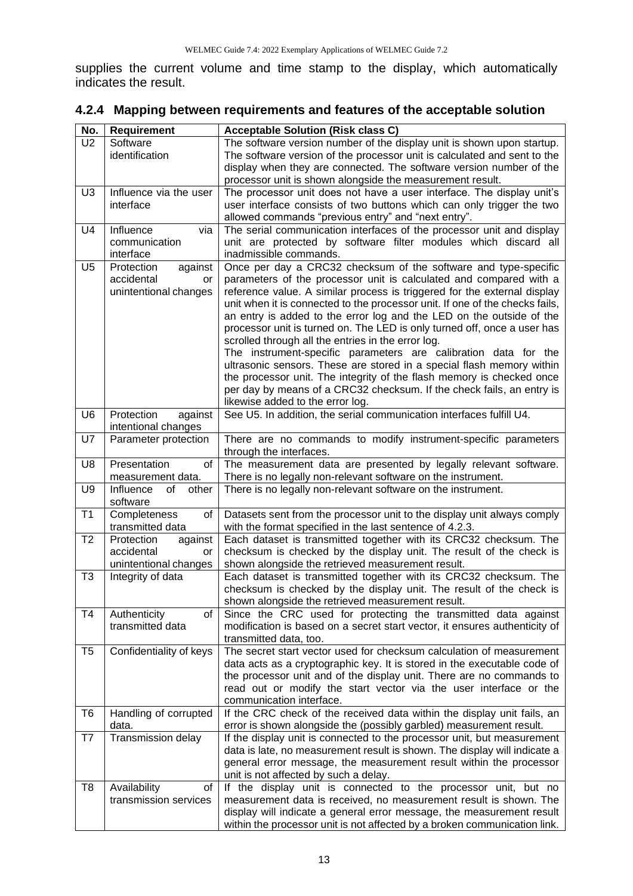supplies the current volume and time stamp to the display, which automatically indicates the result.

### 4.2.4 Mapping between requirements and features of the acceptable solution

| No. | Requirement | Acceptable Solution (Risk class C) |
| --- | --- | --- |
| U2 | Software identification | The software version number of the display unit is shown upon startup. The software version of the processor unit is calculated and sent to the display when they are connected. The software version number of the processor unit is shown alongside the measurement result. |
| U3 | Influence via the user interface | The processor unit does not have a user interface. The display unit's user interface consists of two buttons which can only trigger the two allowed commands "previous entry" and "next entry". |
| U4 | Influence via communication interface | The serial communication interfaces of the processor unit and display unit are protected by software filter modules which discard all inadmissible commands. |
| U5 | Protection against accidental or unintentional changes | Once per day a CRC32 checksum of the software and type-specific parameters of the processor unit is calculated and compared with a reference value. A similar process is triggered for the external display unit when it is connected to the processor unit. If one of the checks fails, an entry is added to the error log and the LED on the outside of the processor unit is turned on. The LED is only turned off, once a user has scrolled through all the entries in the error log.<br>The instrument-specific parameters are calibration data for the ultrasonic sensors. These are stored in a special flash memory within the processor unit. The integrity of the flash memory is checked once per day by means of a CRC32 checksum. If the check fails, an entry is likewise added to the error log. |
| U6 | Protection against intentional changes | See U5. In addition, the serial communication interfaces fulfill U4. |
| U7 | Parameter protection | There are no commands to modify instrument-specific parameters through the interfaces. |
| U8 | Presentation of measurement data. | The measurement data are presented by legally relevant software. There is no legally non-relevant software on the instrument. |
| U9 | Influence of other software | There is no legally non-relevant software on the instrument. |
| T1 | Completeness of transmitted data | Datasets sent from the processor unit to the display unit always comply with the format specified in the last sentence of 4.2.3. |
| T2 | Protection against accidental or unintentional changes | Each dataset is transmitted together with its CRC32 checksum. The checksum is checked by the display unit. The result of the check is shown alongside the retrieved measurement result. |
| T3 | Integrity of data | Each dataset is transmitted together with its CRC32 checksum. The checksum is checked by the display unit. The result of the check is shown alongside the retrieved measurement result. |
| T4 | Authenticity of transmitted data | Since the CRC used for protecting the transmitted data against modification is based on a secret start vector, it ensures authenticity of transmitted data, too. |
| T5 | Confidentiality of keys | The secret start vector used for checksum calculation of measurement data acts as a cryptographic key. It is stored in the executable code of the processor unit and of the display unit. There are no commands to read out or modify the start vector via the user interface or the communication interface. |
| T6 | Handling of corrupted data. | If the CRC check of the received data within the display unit fails, an error is shown alongside the (possibly garbled) measurement result. |
| T7 | Transmission delay | If the display unit is connected to the processor unit, but measurement data is late, no measurement result is shown. The display will indicate a general error message, the measurement result within the processor unit is not affected by such a delay. |
| T8 | Availability of transmission services | If the display unit is connected to the processor unit, but no measurement data is received, no measurement result is shown. The display will indicate a general error message, the measurement result within the processor unit is not affected by a broken communication link. |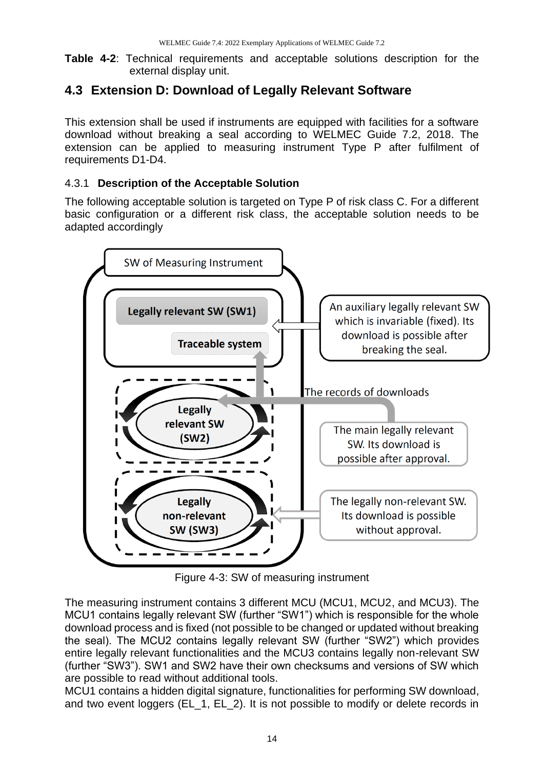**Table 4-2**: Technical requirements and acceptable solutions description for the external display unit.

## 4.3 Extension D: Download of Legally Relevant Software

This extension shall be used if instruments are equipped with facilities for a software download without breaking a seal according to WELMEC Guide 7.2, 2018. The extension can be applied to measuring instrument Type P after fulfilment of requirements D1-D4.

### 4.3.1 Description of the Acceptable Solution

The following acceptable solution is targeted on Type P of risk class C. For a different basic configuration or a different risk class, the acceptable solution needs to be adapted accordingly

Figure 4-3: SW of measuring instrument

The measuring instrument contains 3 different MCU (MCU1, MCU2, and MCU3). The MCU1 contains legally relevant SW (further "SW1") which is responsible for the whole download process and is fixed (not possible to be changed or updated without breaking the seal). The MCU2 contains legally relevant SW (further "SW2") which provides entire legally relevant functionalities and the MCU3 contains legally non-relevant SW (further "SW3"). SW1 and SW2 have their own checksums and versions of SW which are possible to read without additional tools.

MCU1 contains a hidden digital signature, functionalities for performing SW download, and two event loggers (EL_1, EL_2). It is not possible to modify or delete records in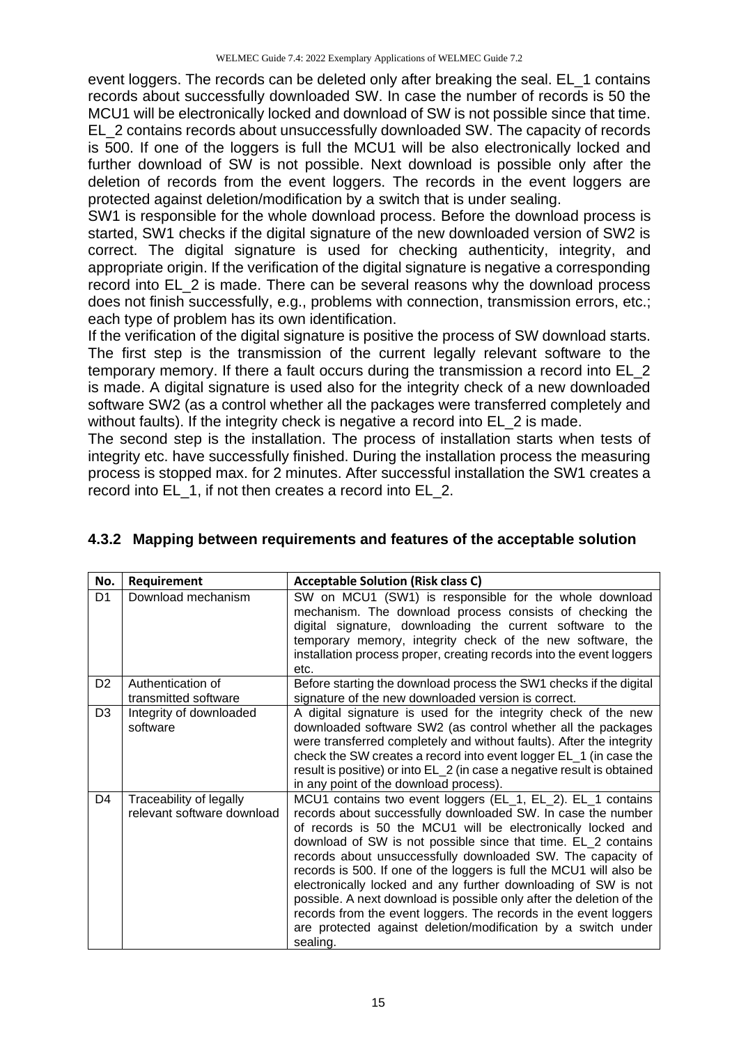event loggers. The records can be deleted only after breaking the seal. EL_1 contains records about successfully downloaded SW. In case the number of records is 50 the MCU1 will be electronically locked and download of SW is not possible since that time. EL_2 contains records about unsuccessfully downloaded SW. The capacity of records is 500. If one of the loggers is full the MCU1 will be also electronically locked and further download of SW is not possible. Next download is possible only after the deletion of records from the event loggers. The records in the event loggers are protected against deletion/modification by a switch that is under sealing.

SW1 is responsible for the whole download process. Before the download process is started, SW1 checks if the digital signature of the new downloaded version of SW2 is correct. The digital signature is used for checking authenticity, integrity, and appropriate origin. If the verification of the digital signature is negative a corresponding record into EL_2 is made. There can be several reasons why the download process does not finish successfully, e.g., problems with connection, transmission errors, etc.; each type of problem has its own identification.

If the verification of the digital signature is positive the process of SW download starts. The first step is the transmission of the current legally relevant software to the temporary memory. If there a fault occurs during the transmission a record into EL_2 is made. A digital signature is used also for the integrity check of a new downloaded software SW2 (as a control whether all the packages were transferred completely and without faults). If the integrity check is negative a record into EL_2 is made.

The second step is the installation. The process of installation starts when tests of integrity etc. have successfully finished. During the installation process the measuring process is stopped max. for 2 minutes. After successful installation the SW1 creates a record into EL_1, if not then creates a record into EL_2.

### 4.3.2 Mapping between requirements and features of the acceptable solution

| No. | Requirement | Acceptable Solution (Risk class C) |
|---|---|---|
| D1 | Download mechanism | SW on MCU1 (SW1) is responsible for the whole download mechanism. The download process consists of checking the digital signature, downloading the current software to the temporary memory, integrity check of the new software, the installation process proper, creating records into the event loggers etc. |
| D2 | Authentication of transmitted software | Before starting the download process the SW1 checks if the digital signature of the new downloaded version is correct. |
| D3 | Integrity of downloaded software | A digital signature is used for the integrity check of the new downloaded software SW2 (as control whether all the packages were transferred completely and without faults). After the integrity check the SW creates a record into event logger EL_1 (in case the result is positive) or into EL_2 (in case a negative result is obtained in any point of the download process). |
| D4 | Traceability of legally relevant software download | MCU1 contains two event loggers (EL_1, EL_2). EL_1 contains records about successfully downloaded SW. In case the number of records is 50 the MCU1 will be electronically locked and download of SW is not possible since that time. EL_2 contains records about unsuccessfully downloaded SW. The capacity of records is 500. If one of the loggers is full the MCU1 will also be electronically locked and any further downloading of SW is not possible. A next download is possible only after the deletion of the records from the event loggers. The records in the event loggers are protected against deletion/modification by a switch under sealing. |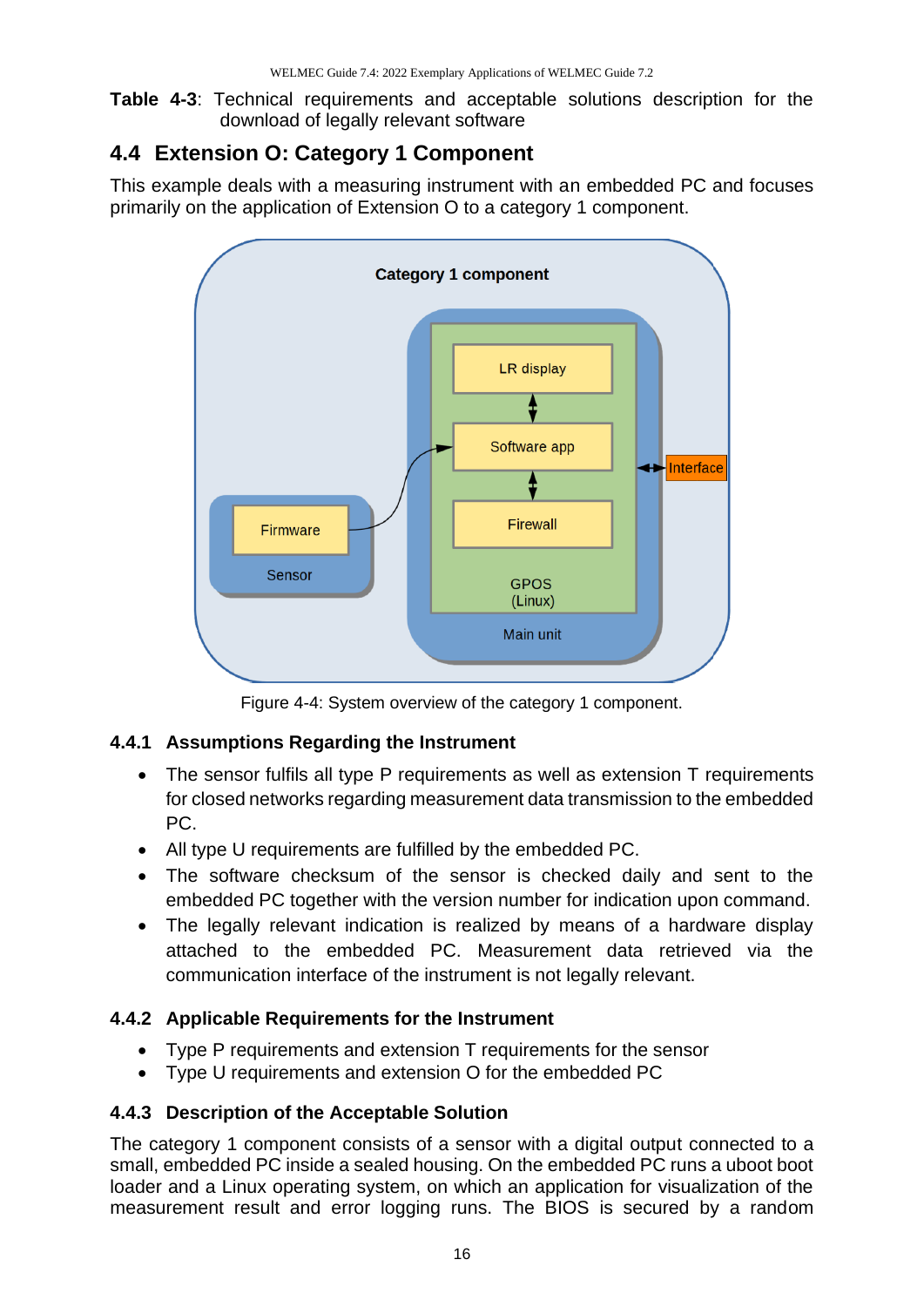**Table 4-3**: Technical requirements and acceptable solutions description for the download of legally relevant software

## 4.4 Extension O: Category 1 Component

This example deals with a measuring instrument with an embedded PC and focuses primarily on the application of Extension O to a category 1 component.

Figure 4-4: System overview of the category 1 component.

### 4.4.1 Assumptions Regarding the Instrument

- The sensor fulfils all type P requirements as well as extension T requirements for closed networks regarding measurement data transmission to the embedded PC.
- All type U requirements are fulfilled by the embedded PC.
- The software checksum of the sensor is checked daily and sent to the embedded PC together with the version number for indication upon command.
- The legally relevant indication is realized by means of a hardware display attached to the embedded PC. Measurement data retrieved via the communication interface of the instrument is not legally relevant.

### 4.4.2 Applicable Requirements for the Instrument

- Type P requirements and extension T requirements for the sensor
- Type U requirements and extension O for the embedded PC

### 4.4.3 Description of the Acceptable Solution

The category 1 component consists of a sensor with a digital output connected to a small, embedded PC inside a sealed housing. On the embedded PC runs a uboot boot loader and a Linux operating system, on which an application for visualization of the measurement result and error logging runs. The BIOS is secured by a random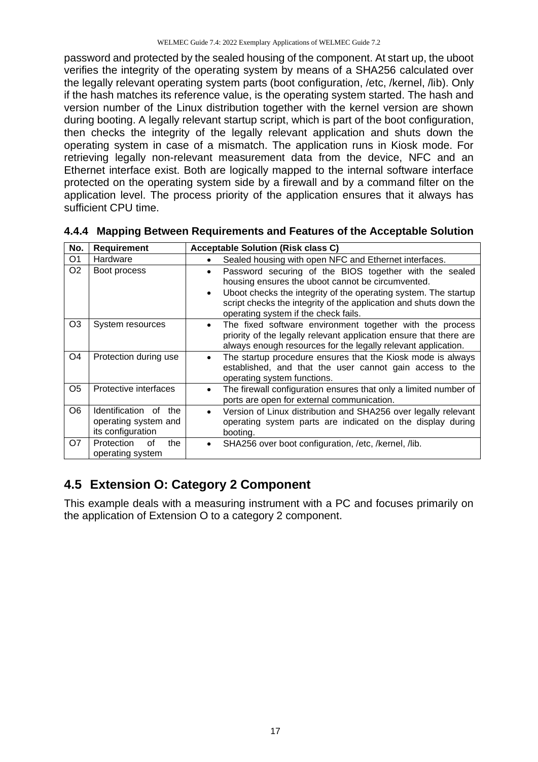password and protected by the sealed housing of the component. At start up, the uboot verifies the integrity of the operating system by means of a SHA256 calculated over the legally relevant operating system parts (boot configuration, /etc, /kernel, /lib). Only if the hash matches its reference value, is the operating system started. The hash and version number of the Linux distribution together with the kernel version are shown during booting. A legally relevant startup script, which is part of the boot configuration, then checks the integrity of the legally relevant application and shuts down the operating system in case of a mismatch. The application runs in Kiosk mode. For retrieving legally non-relevant measurement data from the device, NFC and an Ethernet interface exist. Both are logically mapped to the internal software interface protected on the operating system side by a firewall and by a command filter on the application level. The process priority of the application ensures that it always has sufficient CPU time.

### 4.4.4 Mapping Between Requirements and Features of the Acceptable Solution

| No. | Requirement | Acceptable Solution (Risk class C) |
|---|---|---|
| O1 | Hardware | • Sealed housing with open NFC and Ethernet interfaces. |
| O2 | Boot process | • Password securing of the BIOS together with the sealed housing ensures the uboot cannot be circumvented.<br>• Uboot checks the integrity of the operating system. The startup script checks the integrity of the application and shuts down the operating system if the check fails. |
| O3 | System resources | • The fixed software environment together with the process priority of the legally relevant application ensure that there are always enough resources for the legally relevant application. |
| O4 | Protection during use | • The startup procedure ensures that the Kiosk mode is always established, and that the user cannot gain access to the operating system functions. |
| O5 | Protective interfaces | • The firewall configuration ensures that only a limited number of ports are open for external communication. |
| O6 | Identification of the operating system and its configuration | • Version of Linux distribution and SHA256 over legally relevant operating system parts are indicated on the display during booting. |
| O7 | Protection of the operating system | • SHA256 over boot configuration, /etc, /kernel, /lib. |

## 4.5 Extension O: Category 2 Component

This example deals with a measuring instrument with a PC and focuses primarily on the application of Extension O to a category 2 component.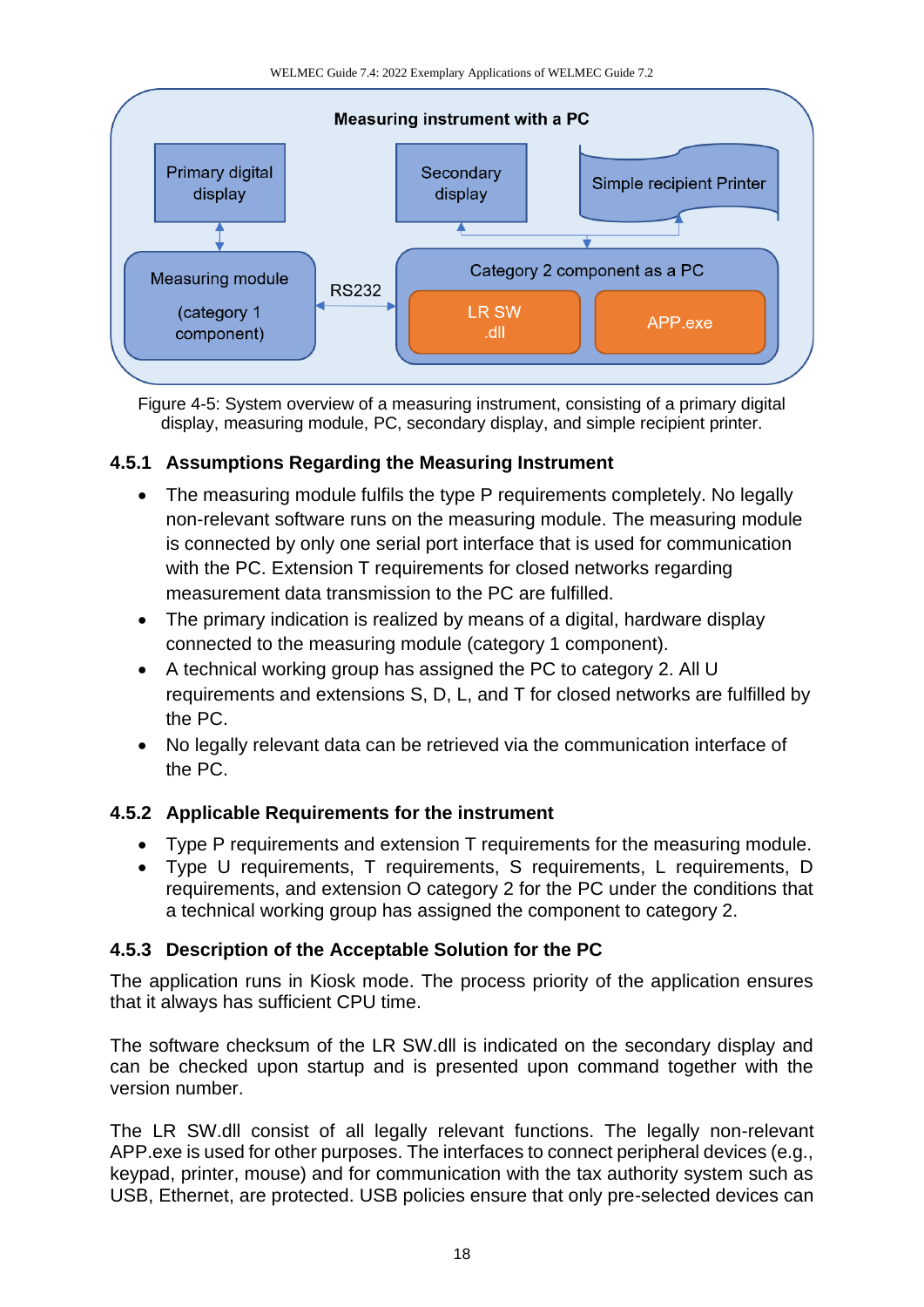Figure 4-5: System overview of a measuring instrument, consisting of a primary digital display, measuring module, PC, secondary display, and simple recipient printer.

### 4.5.1 Assumptions Regarding the Measuring Instrument

- The measuring module fulfils the type P requirements completely. No legally non-relevant software runs on the measuring module. The measuring module is connected by only one serial port interface that is used for communication with the PC. Extension T requirements for closed networks regarding measurement data transmission to the PC are fulfilled.
- The primary indication is realized by means of a digital, hardware display connected to the measuring module (category 1 component).
- A technical working group has assigned the PC to category 2. All U requirements and extensions S, D, L, and T for closed networks are fulfilled by the PC.
- No legally relevant data can be retrieved via the communication interface of the PC.

### 4.5.2 Applicable Requirements for the instrument

- Type P requirements and extension T requirements for the measuring module.
- Type U requirements, T requirements, S requirements, L requirements, D requirements, and extension O category 2 for the PC under the conditions that a technical working group has assigned the component to category 2.

### 4.5.3 Description of the Acceptable Solution for the PC

The application runs in Kiosk mode. The process priority of the application ensures that it always has sufficient CPU time.

The software checksum of the LR SW.dll is indicated on the secondary display and can be checked upon startup and is presented upon command together with the version number.

The LR SW.dll consist of all legally relevant functions. The legally non-relevant APP.exe is used for other purposes. The interfaces to connect peripheral devices (e.g., keypad, printer, mouse) and for communication with the tax authority system such as USB, Ethernet, are protected. USB policies ensure that only pre-selected devices can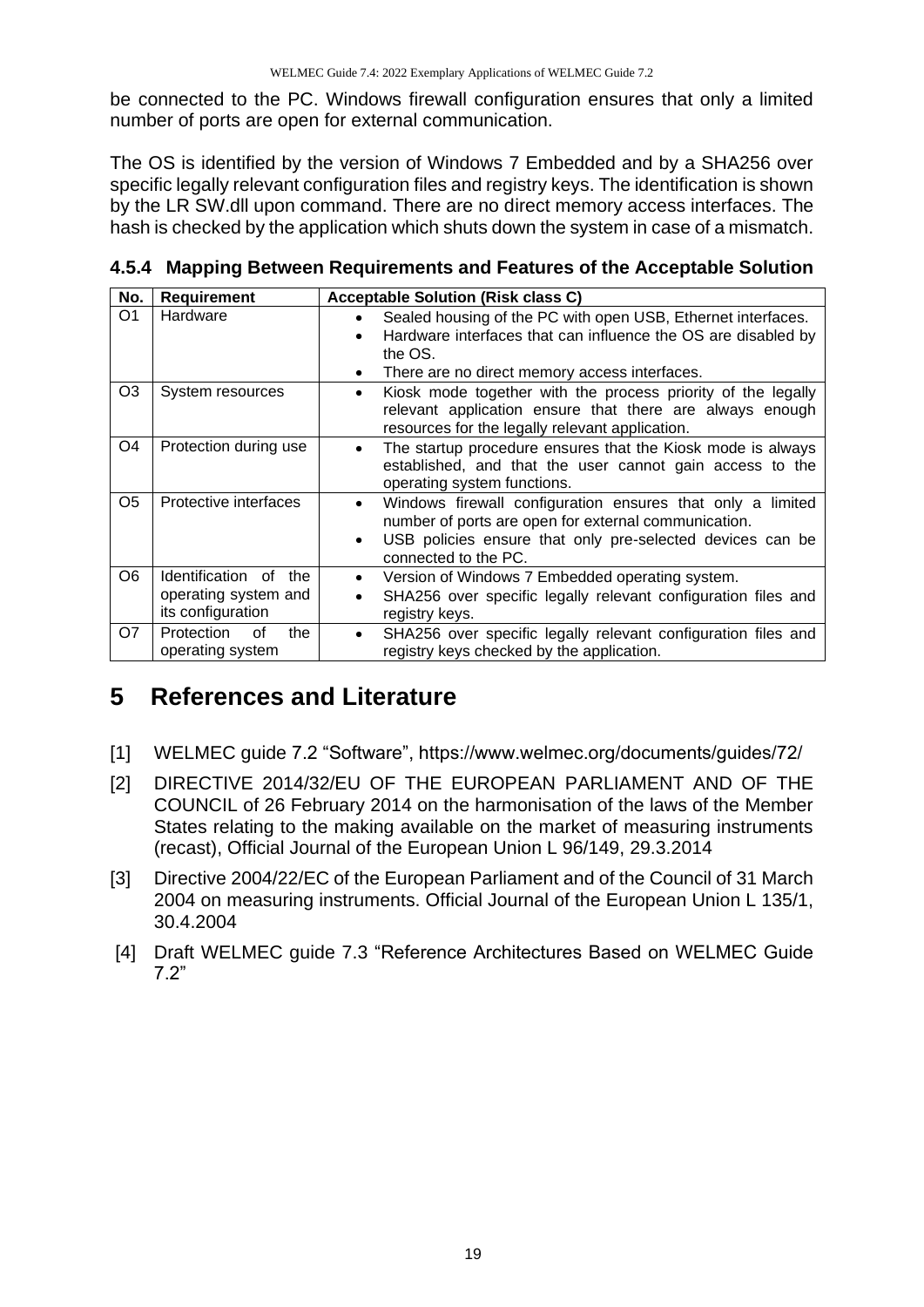be connected to the PC. Windows firewall configuration ensures that only a limited number of ports are open for external communication.

The OS is identified by the version of Windows 7 Embedded and by a SHA256 over specific legally relevant configuration files and registry keys. The identification is shown by the LR SW.dll upon command. There are no direct memory access interfaces. The hash is checked by the application which shuts down the system in case of a mismatch.

### 4.5.4 Mapping Between Requirements and Features of the Acceptable Solution

| No. | Requirement | Acceptable Solution (Risk class C) |
|---|---|---|
| O1 | Hardware | • Sealed housing of the PC with open USB, Ethernet interfaces.<br>• Hardware interfaces that can influence the OS are disabled by the OS.<br>• There are no direct memory access interfaces. |
| O3 | System resources | • Kiosk mode together with the process priority of the legally relevant application ensure that there are always enough resources for the legally relevant application. |
| O4 | Protection during use | • The startup procedure ensures that the Kiosk mode is always established, and that the user cannot gain access to the operating system functions. |
| O5 | Protective interfaces | • Windows firewall configuration ensures that only a limited number of ports are open for external communication.<br>• USB policies ensure that only pre-selected devices can be connected to the PC. |
| O6 | Identification of the operating system and its configuration | • Version of Windows 7 Embedded operating system.<br>• SHA256 over specific legally relevant configuration files and registry keys. |
| O7 | Protection of the operating system | • SHA256 over specific legally relevant configuration files and registry keys checked by the application. |

# 5 References and Literature

[1] WELMEC guide 7.2 "Software", https://www.welmec.org/documents/guides/72/

[2] DIRECTIVE 2014/32/EU OF THE EUROPEAN PARLIAMENT AND OF THE COUNCIL of 26 February 2014 on the harmonisation of the laws of the Member States relating to the making available on the market of measuring instruments (recast), Official Journal of the European Union L 96/149, 29.3.2014

[3] Directive 2004/22/EC of the European Parliament and of the Council of 31 March 2004 on measuring instruments. Official Journal of the European Union L 135/1, 30.4.2004

[4] Draft WELMEC guide 7.3 "Reference Architectures Based on WELMEC Guide 7.2"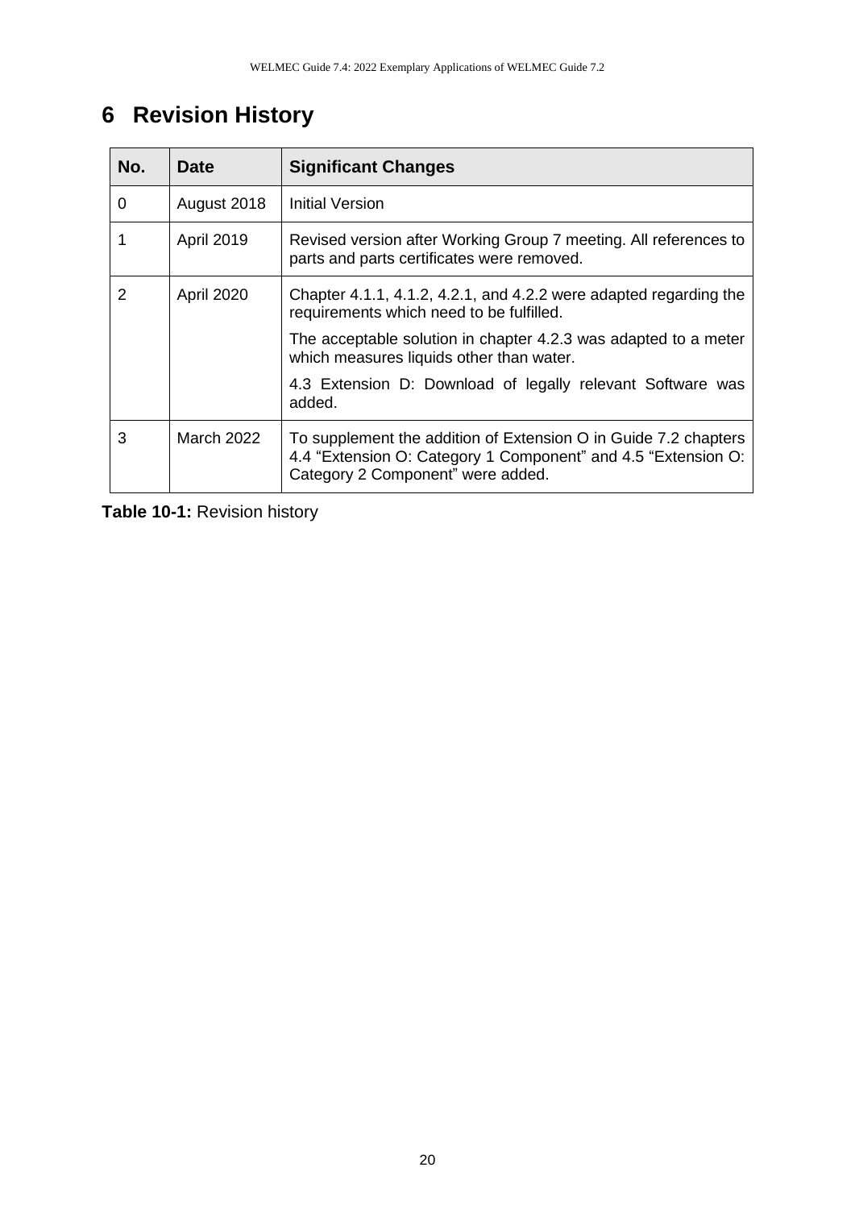# 6 Revision History

| No. | Date | Significant Changes |
| --- | --- | --- |
| 0 | August 2018 | Initial Version |
| 1 | April 2019 | Revised version after Working Group 7 meeting. All references to parts and parts certificates were removed. |
| 2 | April 2020 | Chapter 4.1.1, 4.1.2, 4.2.1, and 4.2.2 were adapted regarding the requirements which need to be fulfilled.<br><br>The acceptable solution in chapter 4.2.3 was adapted to a meter which measures liquids other than water.<br><br>4.3 Extension D: Download of legally relevant Software was added. |
| 3 | March 2022 | To supplement the addition of Extension O in Guide 7.2 chapters 4.4 "Extension O: Category 1 Component" and 4.5 "Extension O: Category 2 Component" were added. |

**Table 10-1:** Revision history